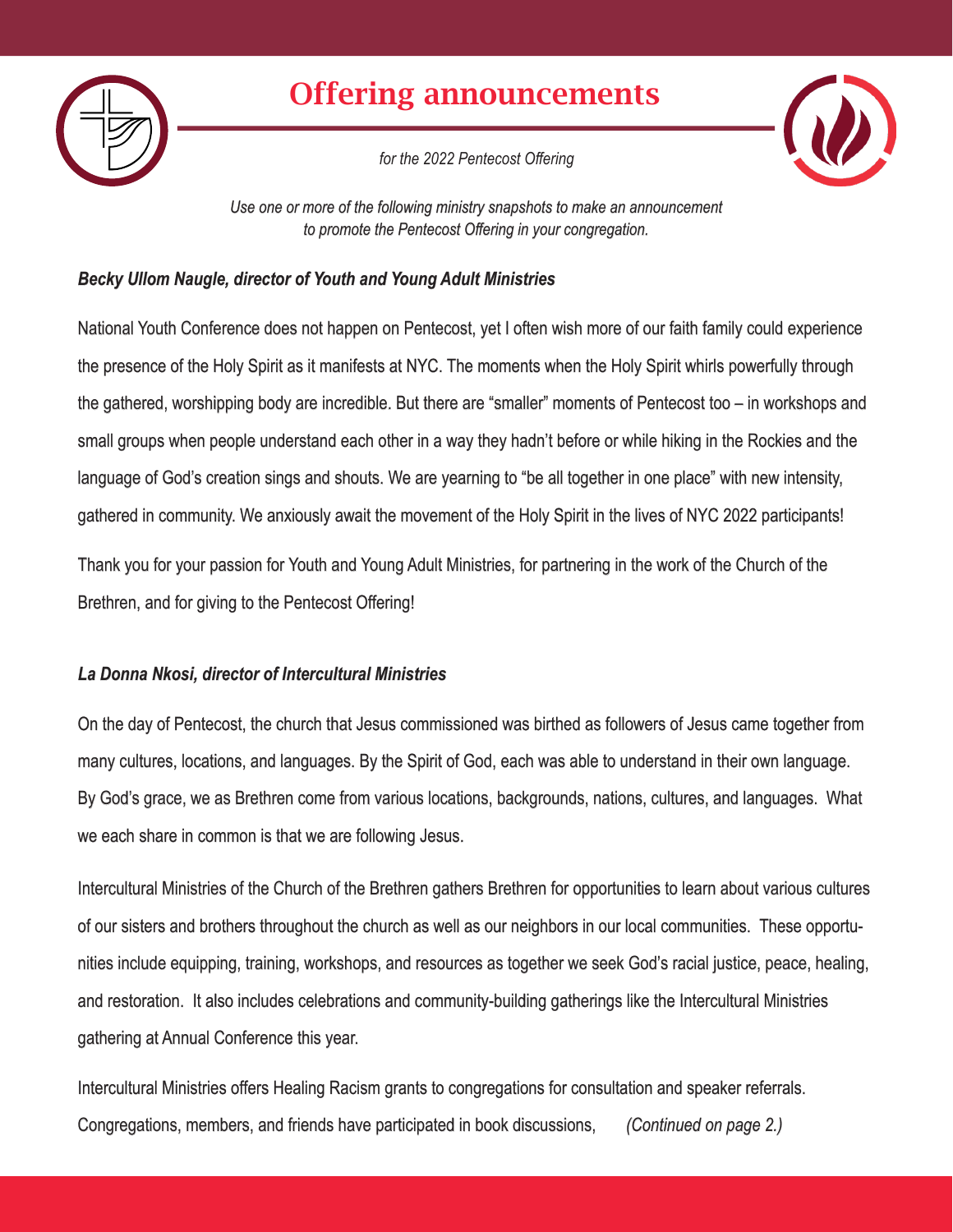# Offering announcements

*for the 2022 Pentecost Offering*

*Use one or more of the following ministry snapshots to make an announcement to promote the Pentecost Offering in your congregation.*

***Becky Ullom Naugle, director of Youth and Young Adult Ministries***

National Youth Conference does not happen on Pentecost, yet I often wish more of our faith family could experience the presence of the Holy Spirit as it manifests at NYC. The moments when the Holy Spirit whirls powerfully through the gathered, worshipping body are incredible. But there are "smaller" moments of Pentecost too – in workshops and small groups when people understand each other in a way they hadn't before or while hiking in the Rockies and the language of God's creation sings and shouts. We are yearning to "be all together in one place" with new intensity, gathered in community. We anxiously await the movement of the Holy Spirit in the lives of NYC 2022 participants!

Thank you for your passion for Youth and Young Adult Ministries, for partnering in the work of the Church of the Brethren, and for giving to the Pentecost Offering!

***La Donna Nkosi, director of Intercultural Ministries***

On the day of Pentecost, the church that Jesus commissioned was birthed as followers of Jesus came together from many cultures, locations, and languages. By the Spirit of God, each was able to understand in their own language. By God's grace, we as Brethren come from various locations, backgrounds, nations, cultures, and languages. What we each share in common is that we are following Jesus.

Intercultural Ministries of the Church of the Brethren gathers Brethren for opportunities to learn about various cultures of our sisters and brothers throughout the church as well as our neighbors in our local communities. These opportunities include equipping, training, workshops, and resources as together we seek God's racial justice, peace, healing, and restoration. It also includes celebrations and community-building gatherings like the Intercultural Ministries gathering at Annual Conference this year.

Intercultural Ministries offers Healing Racism grants to congregations for consultation and speaker referrals. Congregations, members, and friends have participated in book discussions, *(Continued on page 2.)*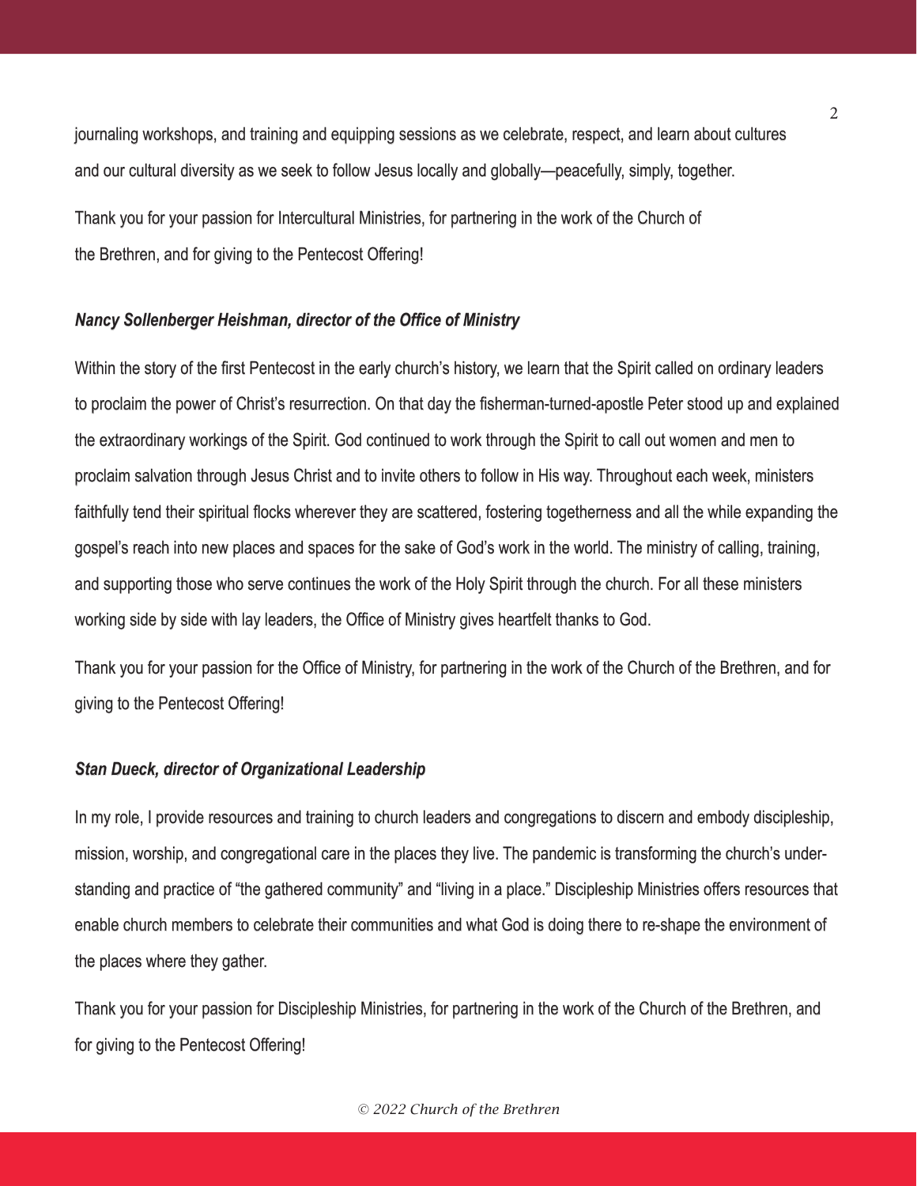journaling workshops, and training and equipping sessions as we celebrate, respect, and learn about cultures and our cultural diversity as we seek to follow Jesus locally and globally—peacefully, simply, together.

Thank you for your passion for Intercultural Ministries, for partnering in the work of the Church of the Brethren, and for giving to the Pentecost Offering!

***Nancy Sollenberger Heishman, director of the Office of Ministry***

Within the story of the first Pentecost in the early church's history, we learn that the Spirit called on ordinary leaders to proclaim the power of Christ's resurrection. On that day the fisherman-turned-apostle Peter stood up and explained the extraordinary workings of the Spirit. God continued to work through the Spirit to call out women and men to proclaim salvation through Jesus Christ and to invite others to follow in His way. Throughout each week, ministers faithfully tend their spiritual flocks wherever they are scattered, fostering togetherness and all the while expanding the gospel's reach into new places and spaces for the sake of God's work in the world. The ministry of calling, training, and supporting those who serve continues the work of the Holy Spirit through the church. For all these ministers working side by side with lay leaders, the Office of Ministry gives heartfelt thanks to God.

Thank you for your passion for the Office of Ministry, for partnering in the work of the Church of the Brethren, and for giving to the Pentecost Offering!

***Stan Dueck, director of Organizational Leadership***

In my role, I provide resources and training to church leaders and congregations to discern and embody discipleship, mission, worship, and congregational care in the places they live. The pandemic is transforming the church's understanding and practice of "the gathered community" and "living in a place." Discipleship Ministries offers resources that enable church members to celebrate their communities and what God is doing there to re-shape the environment of the places where they gather.

Thank you for your passion for Discipleship Ministries, for partnering in the work of the Church of the Brethren, and for giving to the Pentecost Offering!

*© 2022 Church of the Brethren*